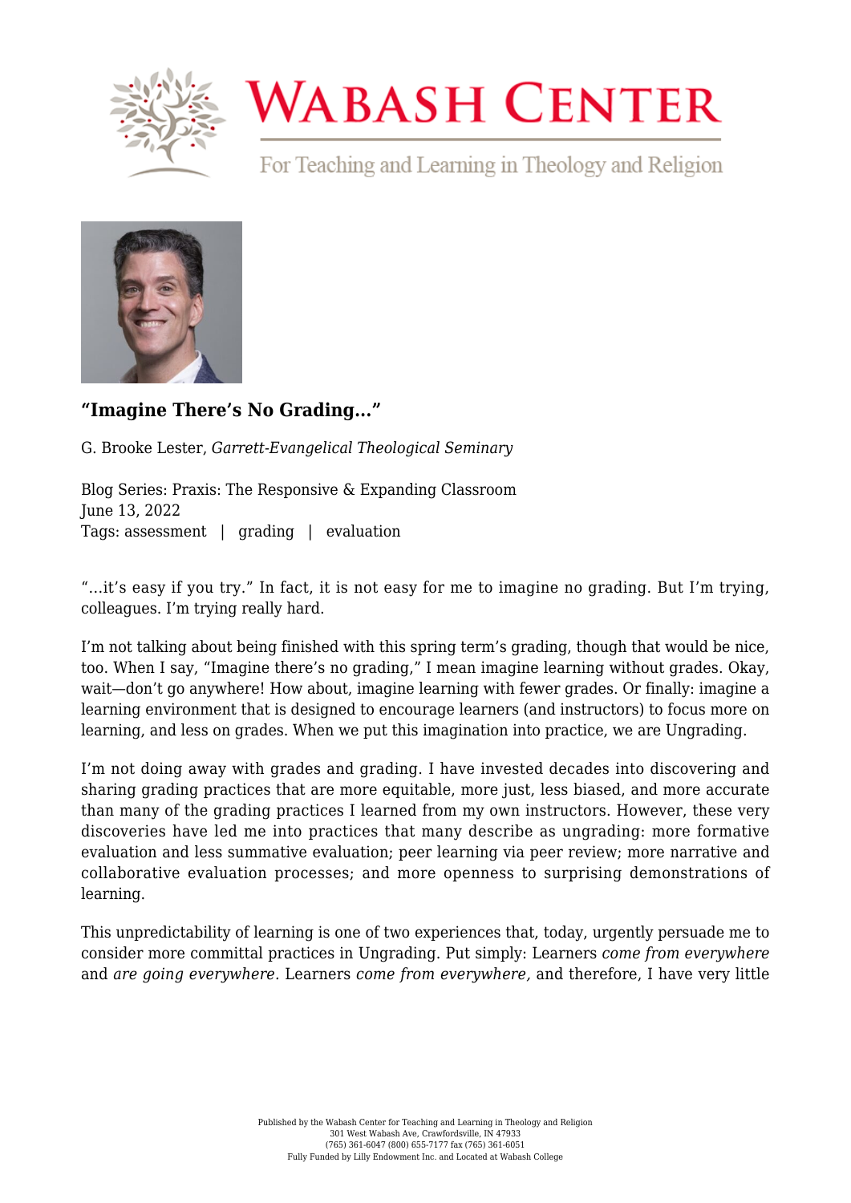# "Imagine There's No Grading…"

G. Brooke Lester, *Garrett-Evangelical Theological Seminary*

Blog Series: Praxis: The Responsive & Expanding Classroom
June 13, 2022
Tags: assessment | grading | evaluation

"…it's easy if you try." In fact, it is not easy for me to imagine no grading. But I'm trying, colleagues. I'm trying really hard.

I'm not talking about being finished with this spring term's grading, though that would be nice, too. When I say, "Imagine there's no grading," I mean imagine learning without grades. Okay, wait—don't go anywhere! How about, imagine learning with fewer grades. Or finally: imagine a learning environment that is designed to encourage learners (and instructors) to focus more on learning, and less on grades. When we put this imagination into practice, we are Ungrading.

I'm not doing away with grades and grading. I have invested decades into discovering and sharing grading practices that are more equitable, more just, less biased, and more accurate than many of the grading practices I learned from my own instructors. However, these very discoveries have led me into practices that many describe as ungrading: more formative evaluation and less summative evaluation; peer learning via peer review; more narrative and collaborative evaluation processes; and more openness to surprising demonstrations of learning.

This unpredictability of learning is one of two experiences that, today, urgently persuade me to consider more committal practices in Ungrading. Put simply: Learners *come from everywhere* and *are going everywhere.* Learners *come from everywhere,* and therefore, I have very little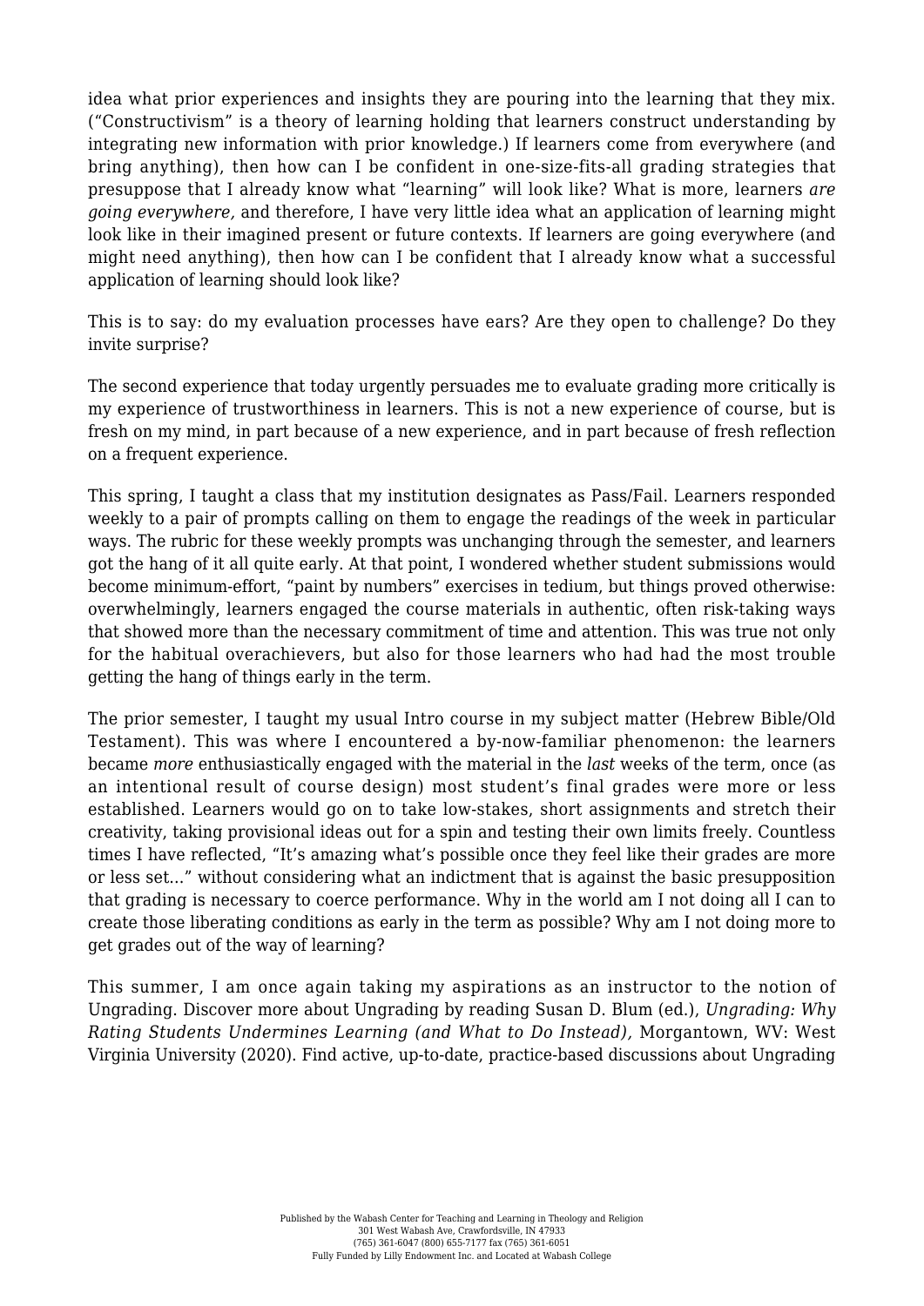idea what prior experiences and insights they are pouring into the learning that they mix. ("Constructivism" is a theory of learning holding that learners construct understanding by integrating new information with prior knowledge.) If learners come from everywhere (and bring anything), then how can I be confident in one-size-fits-all grading strategies that presuppose that I already know what "learning" will look like? What is more, learners *are going everywhere,* and therefore, I have very little idea what an application of learning might look like in their imagined present or future contexts. If learners are going everywhere (and might need anything), then how can I be confident that I already know what a successful application of learning should look like?

This is to say: do my evaluation processes have ears? Are they open to challenge? Do they invite surprise?

The second experience that today urgently persuades me to evaluate grading more critically is my experience of trustworthiness in learners. This is not a new experience of course, but is fresh on my mind, in part because of a new experience, and in part because of fresh reflection on a frequent experience.

This spring, I taught a class that my institution designates as Pass/Fail. Learners responded weekly to a pair of prompts calling on them to engage the readings of the week in particular ways. The rubric for these weekly prompts was unchanging through the semester, and learners got the hang of it all quite early. At that point, I wondered whether student submissions would become minimum-effort, "paint by numbers" exercises in tedium, but things proved otherwise: overwhelmingly, learners engaged the course materials in authentic, often risk-taking ways that showed more than the necessary commitment of time and attention. This was true not only for the habitual overachievers, but also for those learners who had had the most trouble getting the hang of things early in the term.

The prior semester, I taught my usual Intro course in my subject matter (Hebrew Bible/Old Testament). This was where I encountered a by-now-familiar phenomenon: the learners became *more* enthusiastically engaged with the material in the *last* weeks of the term, once (as an intentional result of course design) most student's final grades were more or less established. Learners would go on to take low-stakes, short assignments and stretch their creativity, taking provisional ideas out for a spin and testing their own limits freely. Countless times I have reflected, "It's amazing what's possible once they feel like their grades are more or less set..." without considering what an indictment that is against the basic presupposition that grading is necessary to coerce performance. Why in the world am I not doing all I can to create those liberating conditions as early in the term as possible? Why am I not doing more to get grades out of the way of learning?

This summer, I am once again taking my aspirations as an instructor to the notion of Ungrading. Discover more about Ungrading by reading Susan D. Blum (ed.), *Ungrading: Why Rating Students Undermines Learning (and What to Do Instead),* Morgantown, WV: West Virginia University (2020). Find active, up-to-date, practice-based discussions about Ungrading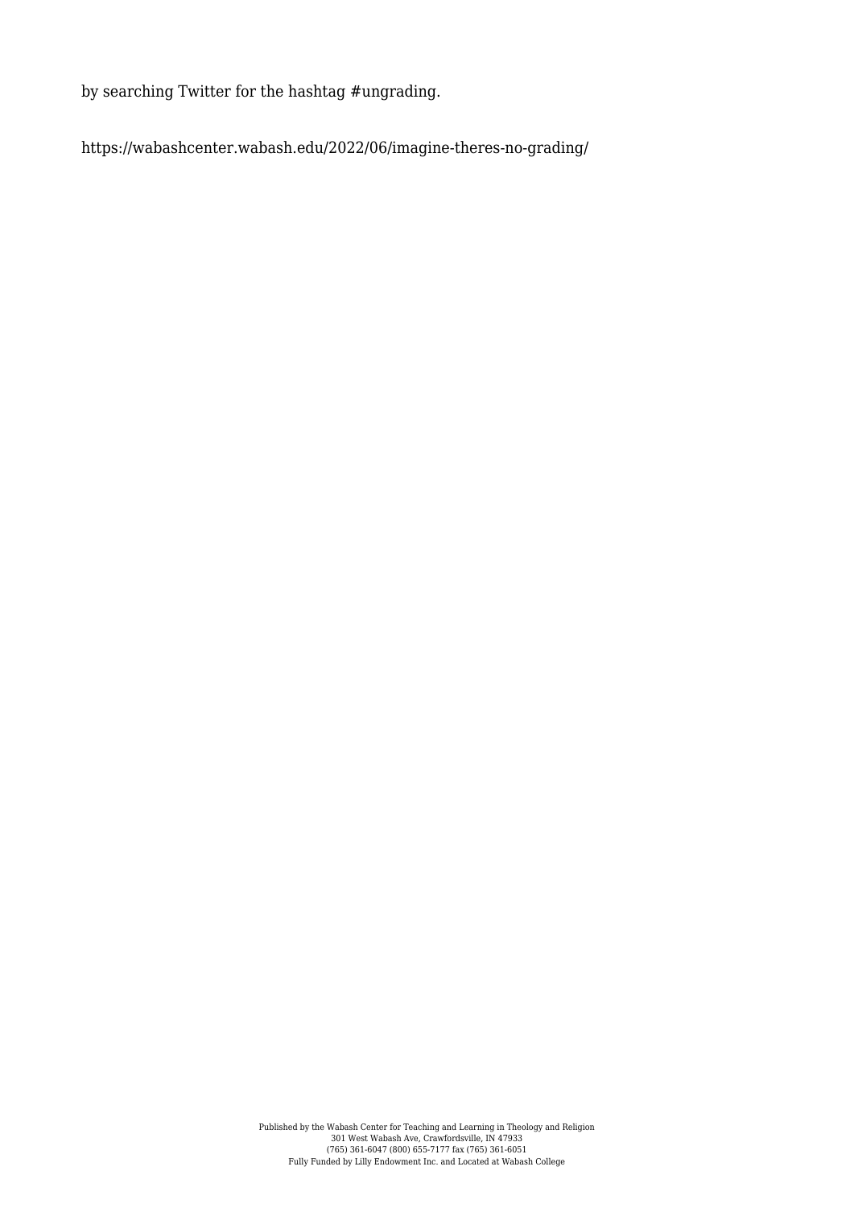by searching Twitter for the hashtag #ungrading.

https://wabashcenter.wabash.edu/2022/06/imagine-theres-no-grading/